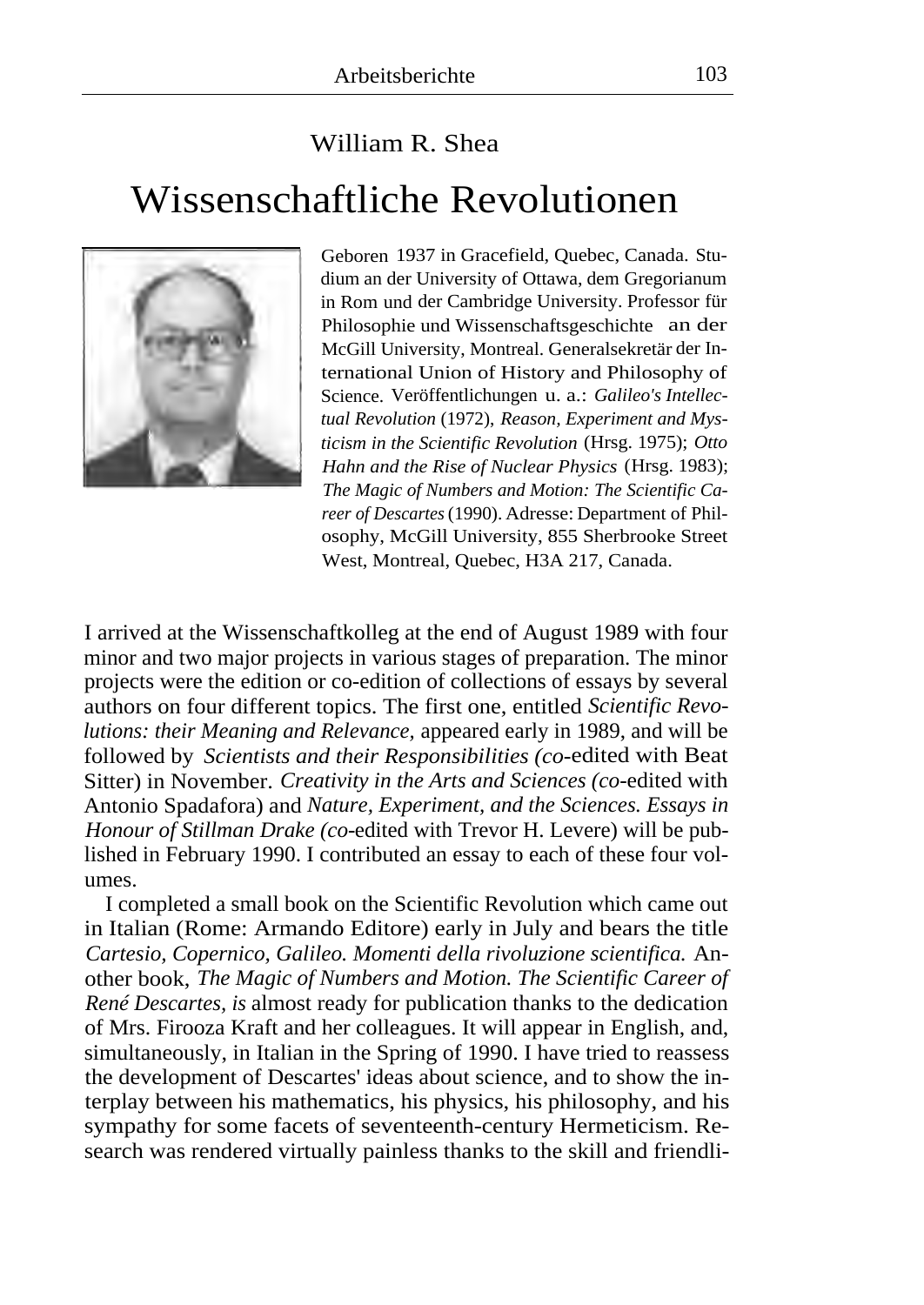William R. Shea

# Wissenschaftliche Revolutionen

Geboren 1937 in Gracefield, Quebec, Canada. Studium an der University of Ottawa, dem Gregorianum in Rom und der Cambridge University. Professor für Philosophie und Wissenschaftsgeschichte an der McGill University, Montreal. Generalsekretär der International Union of History and Philosophy of Science. Veröffentlichungen u. a.: *Galileo's Intellectual Revolution* (1972), *Reason, Experiment and Mysticism in the Scientific Revolution* (Hrsg. 1975); *Otto Hahn and the Rise of Nuclear Physics* (Hrsg. 1983); *The Magic of Numbers and Motion: The Scientific Career of Descartes* (1990). Adresse: Department of Philosophy, McGill University, 855 Sherbrooke Street West, Montreal, Quebec, H3A 217, Canada.

I arrived at the Wissenschaftkolleg at the end of August 1989 with four minor and two major projects in various stages of preparation. The minor projects were the edition or co-edition of collections of essays by several authors on four different topics. The first one, entitled *Scientific Revolutions: their Meaning and Relevance,* appeared early in 1989, and will be followed by *Scientists and their Responsibilities (co-*edited with Beat Sitter) in November. *Creativity in the Arts and Sciences (co-*edited with Antonio Spadafora) and *Nature, Experiment, and the Sciences. Essays in Honour of Stillman Drake (co-*edited with Trevor H. Levere) will be published in February 1990. I contributed an essay to each of these four volumes.

I completed a small book on the Scientific Revolution which came out in Italian (Rome: Armando Editore) early in July and bears the title *Cartesio, Copernico, Galileo. Momenti della rivoluzione scientifica.* Another book, *The Magic of Numbers and Motion. The Scientific Career of René Descartes, is* almost ready for publication thanks to the dedication of Mrs. Firooza Kraft and her colleagues. It will appear in English, and, simultaneously, in Italian in the Spring of 1990. I have tried to reassess the development of Descartes' ideas about science, and to show the interplay between his mathematics, his physics, his philosophy, and his sympathy for some facets of seventeenth-century Hermeticism. Research was rendered virtually painless thanks to the skill and friendli-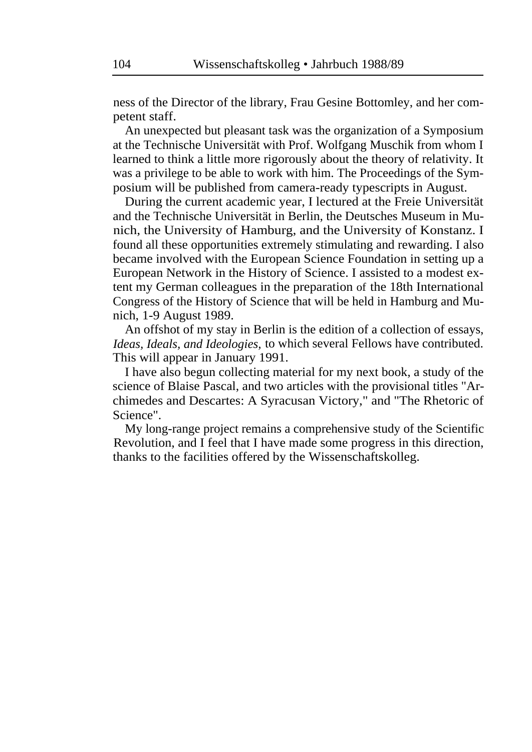ness of the Director of the library, Frau Gesine Bottomley, and her competent staff.

An unexpected but pleasant task was the organization of a Symposium at the Technische Universität with Prof. Wolfgang Muschik from whom I learned to think a little more rigorously about the theory of relativity. It was a privilege to be able to work with him. The Proceedings of the Symposium will be published from camera-ready typescripts in August.

During the current academic year, I lectured at the Freie Universität and the Technische Universität in Berlin, the Deutsches Museum in Munich, the University of Hamburg, and the University of Konstanz. I found all these opportunities extremely stimulating and rewarding. I also became involved with the European Science Foundation in setting up a European Network in the History of Science. I assisted to a modest extent my German colleagues in the preparation of the 18th International Congress of the History of Science that will be held in Hamburg and Munich, 1-9 August 1989.

An offshot of my stay in Berlin is the edition of a collection of essays, *Ideas, Ideals, and Ideologies,* to which several Fellows have contributed. This will appear in January 1991.

I have also begun collecting material for my next book, a study of the science of Blaise Pascal, and two articles with the provisional titles "Archimedes and Descartes: A Syracusan Victory," and "The Rhetoric of Science".

My long-range project remains a comprehensive study of the Scientific Revolution, and I feel that I have made some progress in this direction, thanks to the facilities offered by the Wissenschaftskolleg.